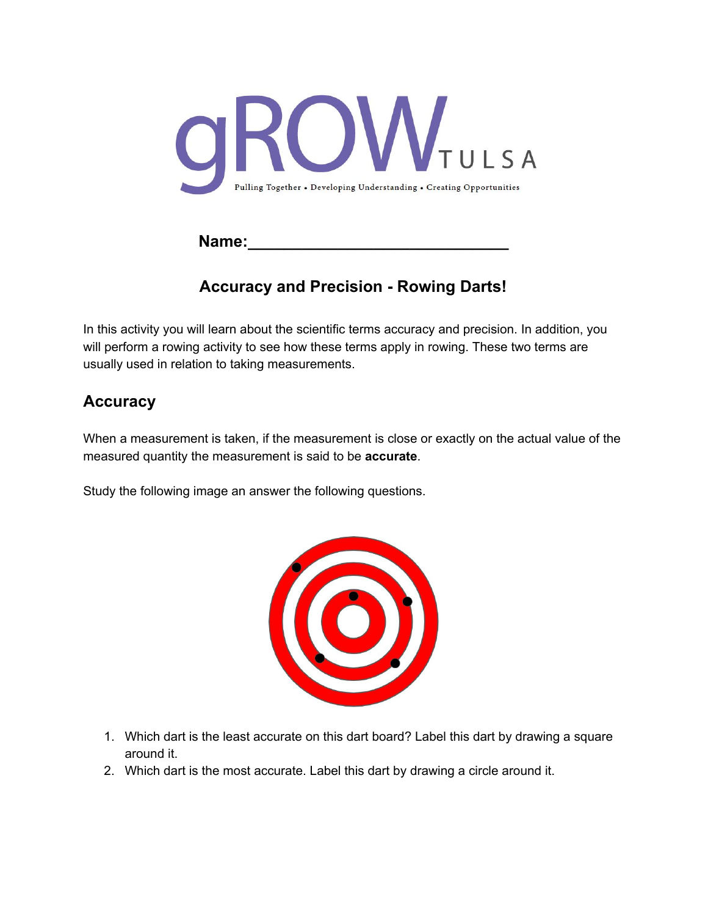gROW TULSA

Pulling Together • Developing Understanding • Creating Opportunities

**Name:______________________________**

## Accuracy and Precision - Rowing Darts!

In this activity you will learn about the scientific terms accuracy and precision. In addition, you will perform a rowing activity to see how these terms apply in rowing. These two terms are usually used in relation to taking measurements.

## Accuracy

When a measurement is taken, if the measurement is close or exactly on the actual value of the measured quantity the measurement is said to be **accurate**.

Study the following image an answer the following questions.

1. Which dart is the least accurate on this dart board? Label this dart by drawing a square around it.
2. Which dart is the most accurate. Label this dart by drawing a circle around it.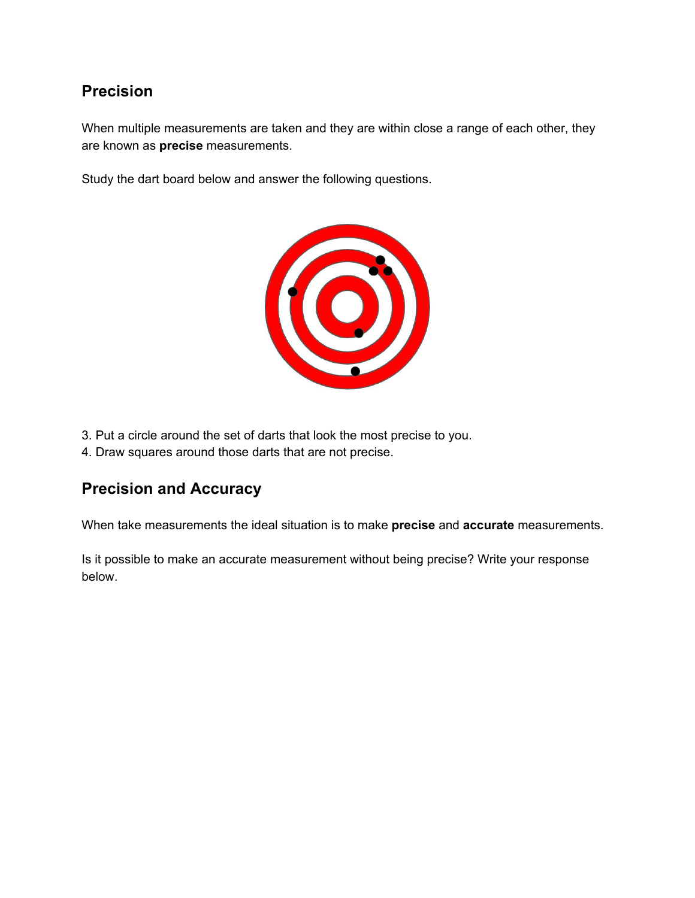## Precision

When multiple measurements are taken and they are within close a range of each other, they are known as **precise** measurements.

Study the dart board below and answer the following questions.

3. Put a circle around the set of darts that look the most precise to you.
4. Draw squares around those darts that are not precise.

## Precision and Accuracy

When take measurements the ideal situation is to make **precise** and **accurate** measurements.

Is it possible to make an accurate measurement without being precise? Write your response below.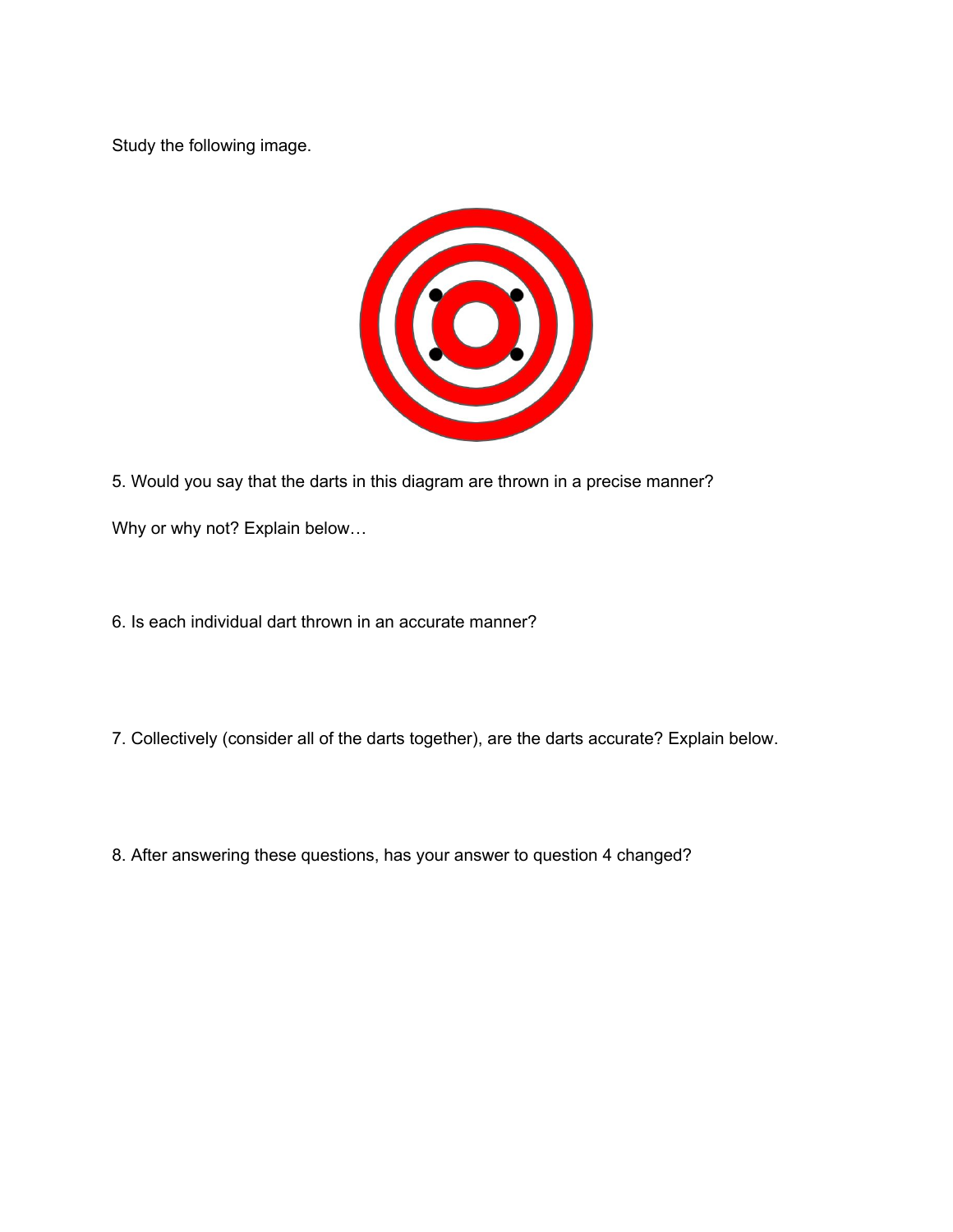Study the following image.

5. Would you say that the darts in this diagram are thrown in a precise manner?

Why or why not? Explain below…

6. Is each individual dart thrown in an accurate manner?

7. Collectively (consider all of the darts together), are the darts accurate? Explain below.

8. After answering these questions, has your answer to question 4 changed?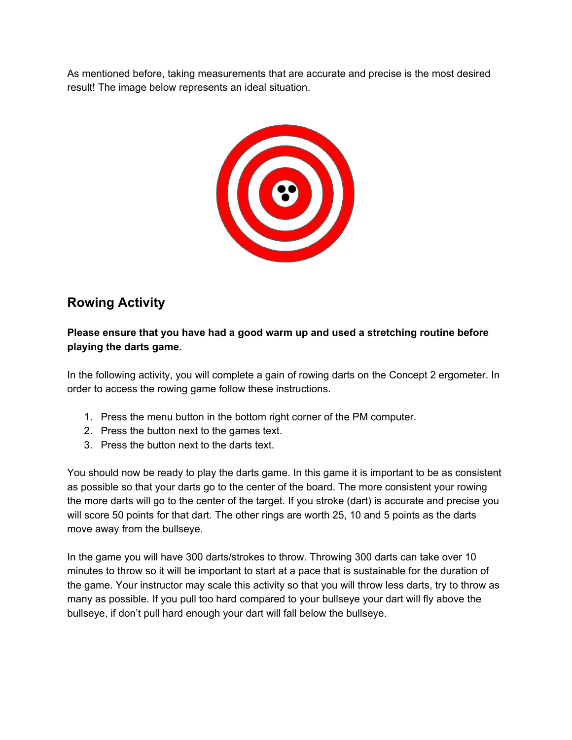As mentioned before, taking measurements that are accurate and precise is the most desired result! The image below represents an ideal situation.

## Rowing Activity

**Please ensure that you have had a good warm up and used a stretching routine before playing the darts game.**

In the following activity, you will complete a gain of rowing darts on the Concept 2 ergometer. In order to access the rowing game follow these instructions.

1. Press the menu button in the bottom right corner of the PM computer.
2. Press the button next to the games text.
3. Press the button next to the darts text.

You should now be ready to play the darts game. In this game it is important to be as consistent as possible so that your darts go to the center of the board. The more consistent your rowing the more darts will go to the center of the target. If you stroke (dart) is accurate and precise you will score 50 points for that dart. The other rings are worth 25, 10 and 5 points as the darts move away from the bullseye.

In the game you will have 300 darts/strokes to throw. Throwing 300 darts can take over 10 minutes to throw so it will be important to start at a pace that is sustainable for the duration of the game. Your instructor may scale this activity so that you will throw less darts, try to throw as many as possible. If you pull too hard compared to your bullseye your dart will fly above the bullseye, if don't pull hard enough your dart will fall below the bullseye.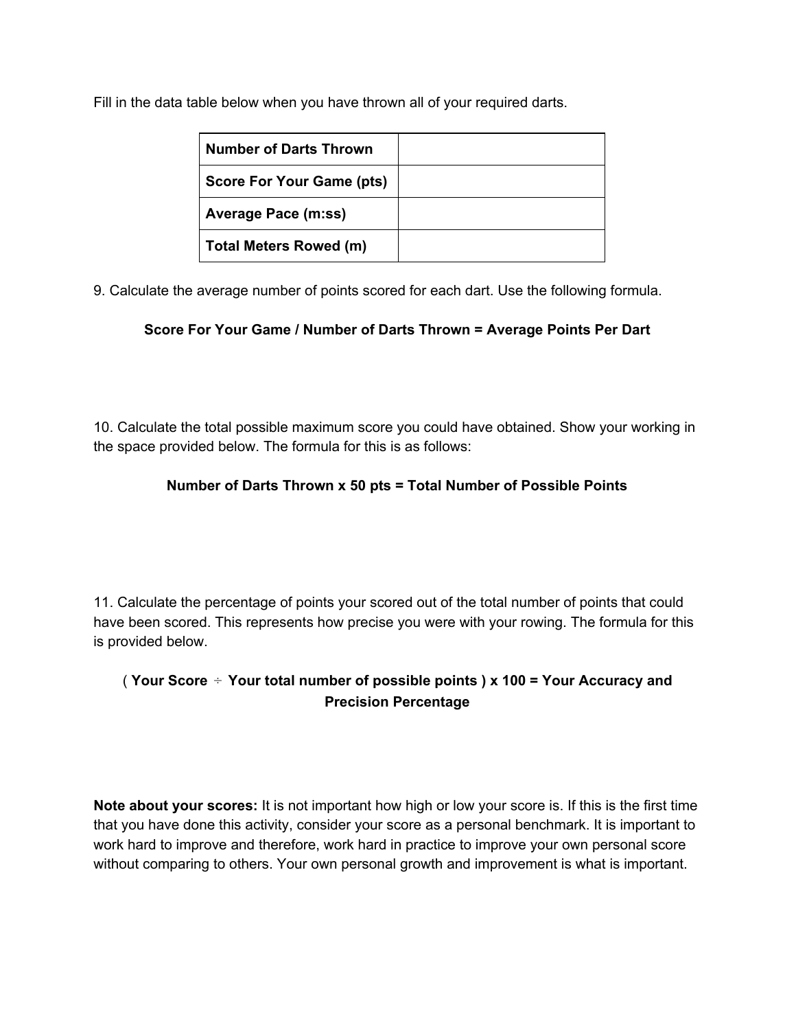Fill in the data table below when you have thrown all of your required darts.

| | |
|---|---|
| **Number of Darts Thrown** | |
| **Score For Your Game (pts)** | |
| **Average Pace (m:ss)** | |
| **Total Meters Rowed (m)** | |

9. Calculate the average number of points scored for each dart. Use the following formula.

**Score For Your Game / Number of Darts Thrown = Average Points Per Dart**

10. Calculate the total possible maximum score you could have obtained. Show your working in the space provided below. The formula for this is as follows:

**Number of Darts Thrown x 50 pts = Total Number of Possible Points**

11. Calculate the percentage of points your scored out of the total number of points that could have been scored. This represents how precise you were with your rowing. The formula for this is provided below.

**( Your Score ÷ Your total number of possible points ) x 100 = Your Accuracy and Precision Percentage**

**Note about your scores:** It is not important how high or low your score is. If this is the first time that you have done this activity, consider your score as a personal benchmark. It is important to work hard to improve and therefore, work hard in practice to improve your own personal score without comparing to others. Your own personal growth and improvement is what is important.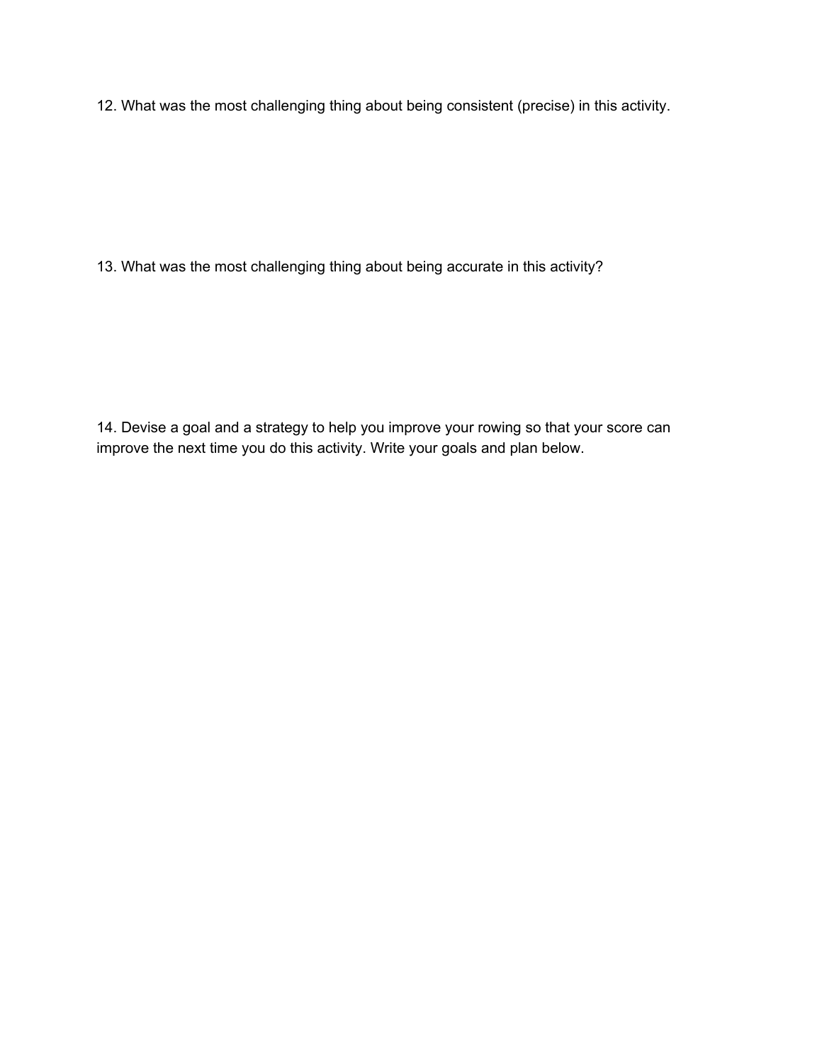12. What was the most challenging thing about being consistent (precise) in this activity.

13. What was the most challenging thing about being accurate in this activity?

14. Devise a goal and a strategy to help you improve your rowing so that your score can improve the next time you do this activity. Write your goals and plan below.